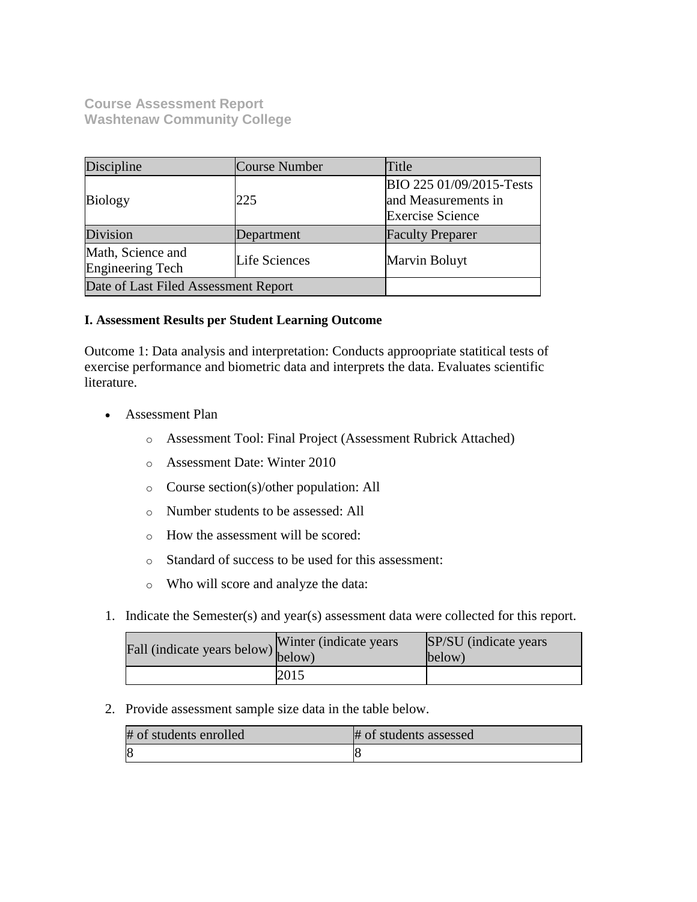**Course Assessment Report**
**Washtenaw Community College**

| Discipline | Course Number | Title |
|---|---|---|
| Biology | 225 | BIO 225 01/09/2015-Tests and Measurements in Exercise Science |
| Division | Department | Faculty Preparer |
| Math, Science and Engineering Tech | Life Sciences | Marvin Boluyt |
| Date of Last Filed Assessment Report | | |

**I. Assessment Results per Student Learning Outcome**

Outcome 1: Data analysis and interpretation: Conducts approopriate statitical tests of exercise performance and biometric data and interprets the data. Evaluates scientific literature.

- Assessment Plan
  - Assessment Tool: Final Project (Assessment Rubrick Attached)
  - Assessment Date: Winter 2010
  - Course section(s)/other population: All
  - Number students to be assessed: All
  - How the assessment will be scored:
  - Standard of success to be used for this assessment:
  - Who will score and analyze the data:

1. Indicate the Semester(s) and year(s) assessment data were collected for this report.

| Fall (indicate years below) | Winter (indicate years below) | SP/SU (indicate years below) |
|---|---|---|
| | 2015 | |

2. Provide assessment sample size data in the table below.

| # of students enrolled | # of students assessed |
|---|---|
| 8 | 8 |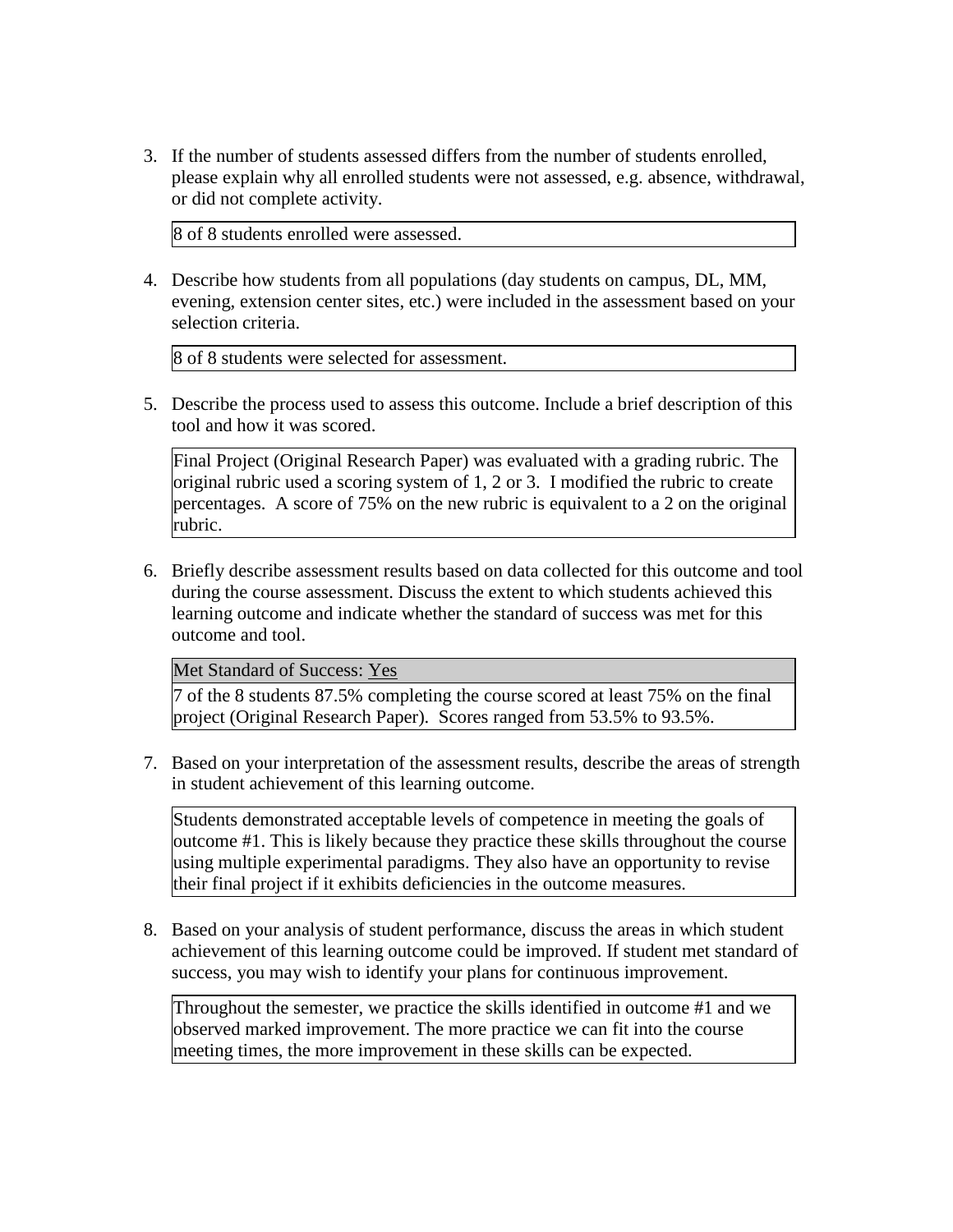3. If the number of students assessed differs from the number of students enrolled, please explain why all enrolled students were not assessed, e.g. absence, withdrawal, or did not complete activity.

| 8 of 8 students enrolled were assessed. |
|---|

4. Describe how students from all populations (day students on campus, DL, MM, evening, extension center sites, etc.) were included in the assessment based on your selection criteria.

| 8 of 8 students were selected for assessment. |
|---|

5. Describe the process used to assess this outcome. Include a brief description of this tool and how it was scored.

| Final Project (Original Research Paper) was evaluated with a grading rubric. The original rubric used a scoring system of 1, 2 or 3. I modified the rubric to create percentages. A score of 75% on the new rubric is equivalent to a 2 on the original rubric. |
|---|

6. Briefly describe assessment results based on data collected for this outcome and tool during the course assessment. Discuss the extent to which students achieved this learning outcome and indicate whether the standard of success was met for this outcome and tool.

| Met Standard of Success: Yes |
|---|
| 7 of the 8 students 87.5% completing the course scored at least 75% on the final project (Original Research Paper). Scores ranged from 53.5% to 93.5%. |

7. Based on your interpretation of the assessment results, describe the areas of strength in student achievement of this learning outcome.

| Students demonstrated acceptable levels of competence in meeting the goals of outcome #1. This is likely because they practice these skills throughout the course using multiple experimental paradigms. They also have an opportunity to revise their final project if it exhibits deficiencies in the outcome measures. |
|---|

8. Based on your analysis of student performance, discuss the areas in which student achievement of this learning outcome could be improved. If student met standard of success, you may wish to identify your plans for continuous improvement.

| Throughout the semester, we practice the skills identified in outcome #1 and we observed marked improvement. The more practice we can fit into the course meeting times, the more improvement in these skills can be expected. |
|---|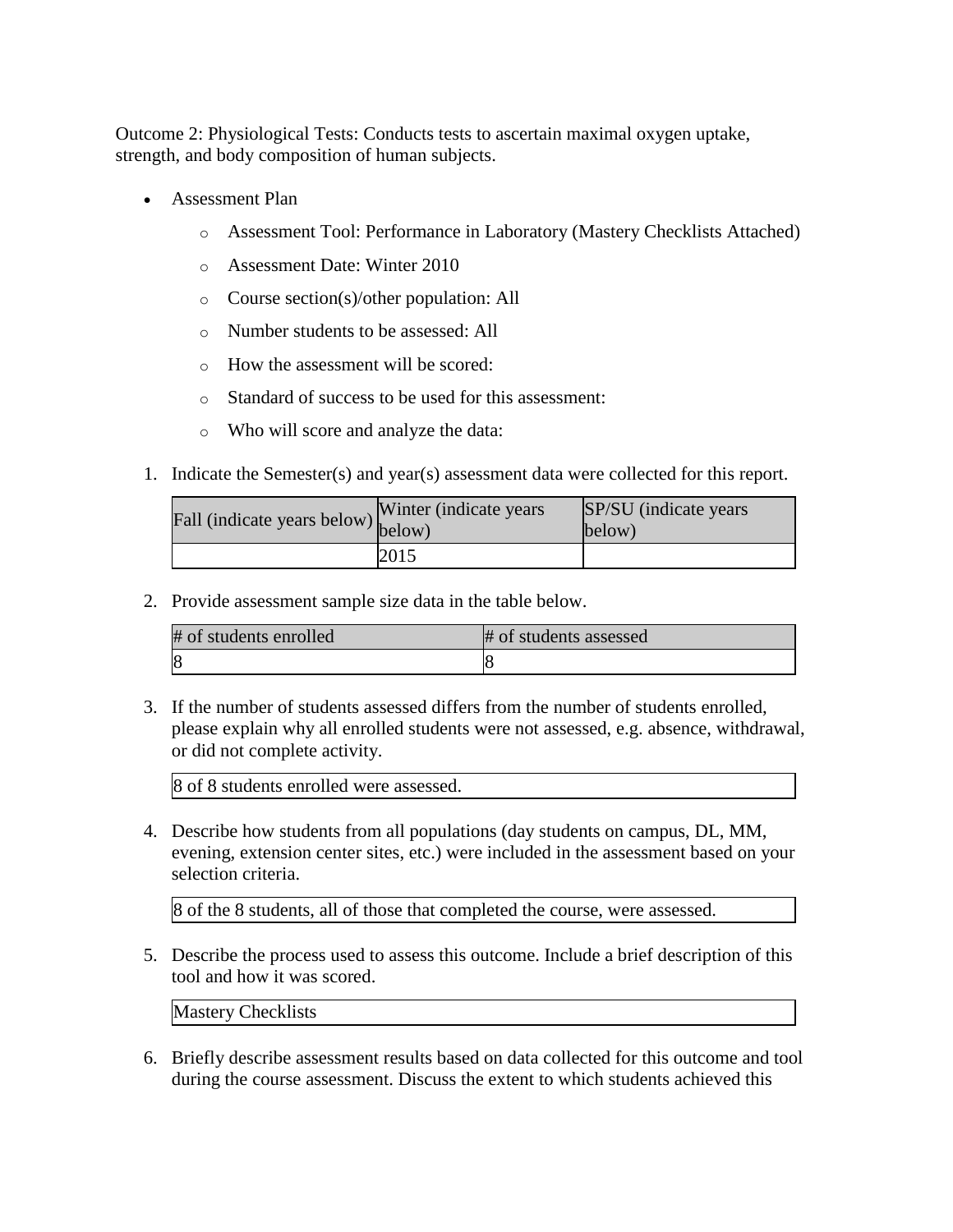Outcome 2: Physiological Tests: Conducts tests to ascertain maximal oxygen uptake, strength, and body composition of human subjects.

- Assessment Plan
  - Assessment Tool: Performance in Laboratory (Mastery Checklists Attached)
  - Assessment Date: Winter 2010
  - Course section(s)/other population: All
  - Number students to be assessed: All
  - How the assessment will be scored:
  - Standard of success to be used for this assessment:
  - Who will score and analyze the data:

1. Indicate the Semester(s) and year(s) assessment data were collected for this report.

| Fall (indicate years below) | Winter (indicate years below) | SP/SU (indicate years below) |
|---|---|---|
| | 2015 | |

2. Provide assessment sample size data in the table below.

| # of students enrolled | # of students assessed |
|---|---|
| 8 | 8 |

3. If the number of students assessed differs from the number of students enrolled, please explain why all enrolled students were not assessed, e.g. absence, withdrawal, or did not complete activity.

| 8 of 8 students enrolled were assessed. |
|---|

4. Describe how students from all populations (day students on campus, DL, MM, evening, extension center sites, etc.) were included in the assessment based on your selection criteria.

| 8 of the 8 students, all of those that completed the course, were assessed. |
|---|

5. Describe the process used to assess this outcome. Include a brief description of this tool and how it was scored.

| Mastery Checklists |
|---|

6. Briefly describe assessment results based on data collected for this outcome and tool during the course assessment. Discuss the extent to which students achieved this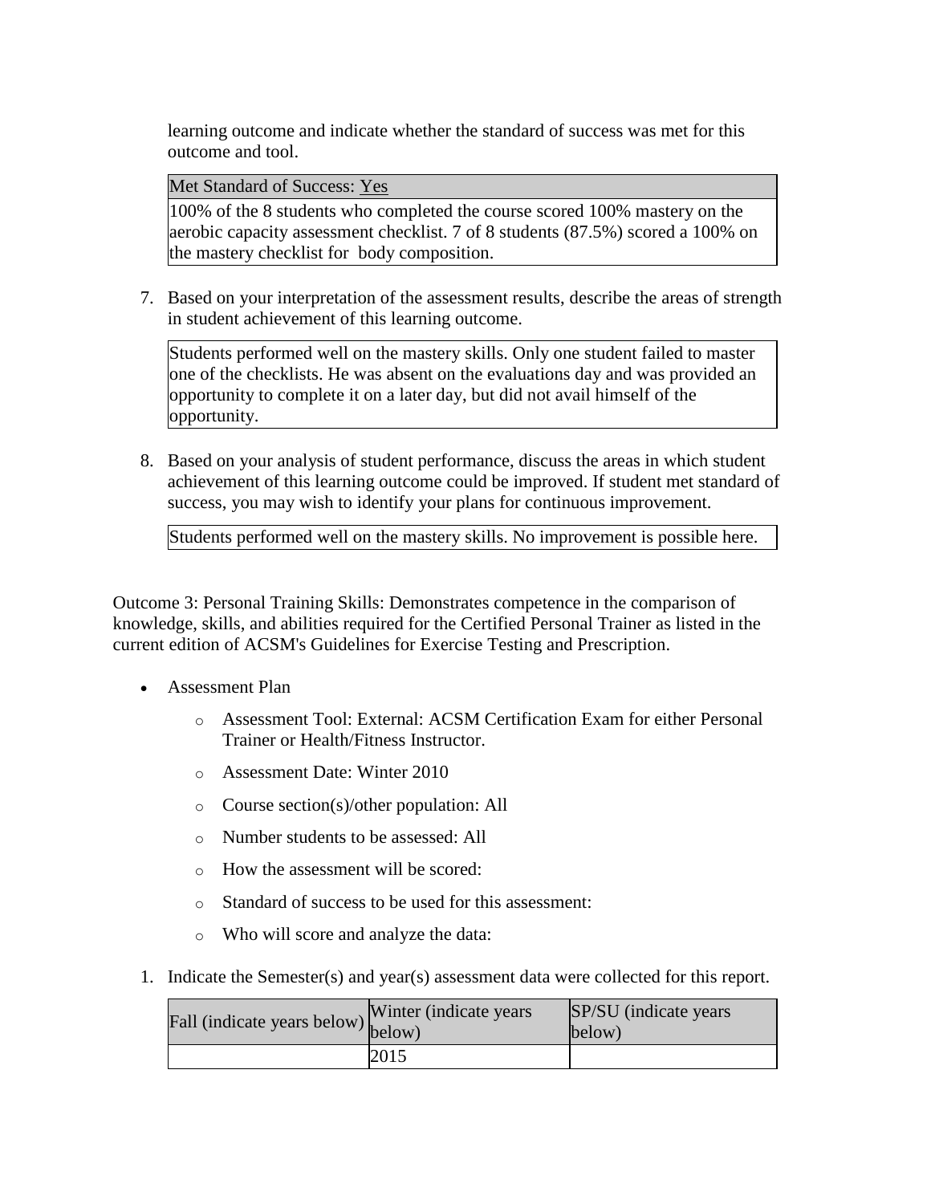learning outcome and indicate whether the standard of success was met for this outcome and tool.

| Met Standard of Success: Yes |
| --- |
| 100% of the 8 students who completed the course scored 100% mastery on the aerobic capacity assessment checklist. 7 of 8 students (87.5%) scored a 100% on the mastery checklist for body composition. |

7. Based on your interpretation of the assessment results, describe the areas of strength in student achievement of this learning outcome.

| Students performed well on the mastery skills. Only one student failed to master one of the checklists. He was absent on the evaluations day and was provided an opportunity to complete it on a later day, but did not avail himself of the opportunity. |
| --- |

8. Based on your analysis of student performance, discuss the areas in which student achievement of this learning outcome could be improved. If student met standard of success, you may wish to identify your plans for continuous improvement.

| Students performed well on the mastery skills. No improvement is possible here. |
| --- |

Outcome 3: Personal Training Skills: Demonstrates competence in the comparison of knowledge, skills, and abilities required for the Certified Personal Trainer as listed in the current edition of ACSM's Guidelines for Exercise Testing and Prescription.

- Assessment Plan
  - Assessment Tool: External: ACSM Certification Exam for either Personal Trainer or Health/Fitness Instructor.
  - Assessment Date: Winter 2010
  - Course section(s)/other population: All
  - Number students to be assessed: All
  - How the assessment will be scored:
  - Standard of success to be used for this assessment:
  - Who will score and analyze the data:

1. Indicate the Semester(s) and year(s) assessment data were collected for this report.

| Fall (indicate years below) | Winter (indicate years below) | SP/SU (indicate years below) |
| --- | --- | --- |
| | 2015 | |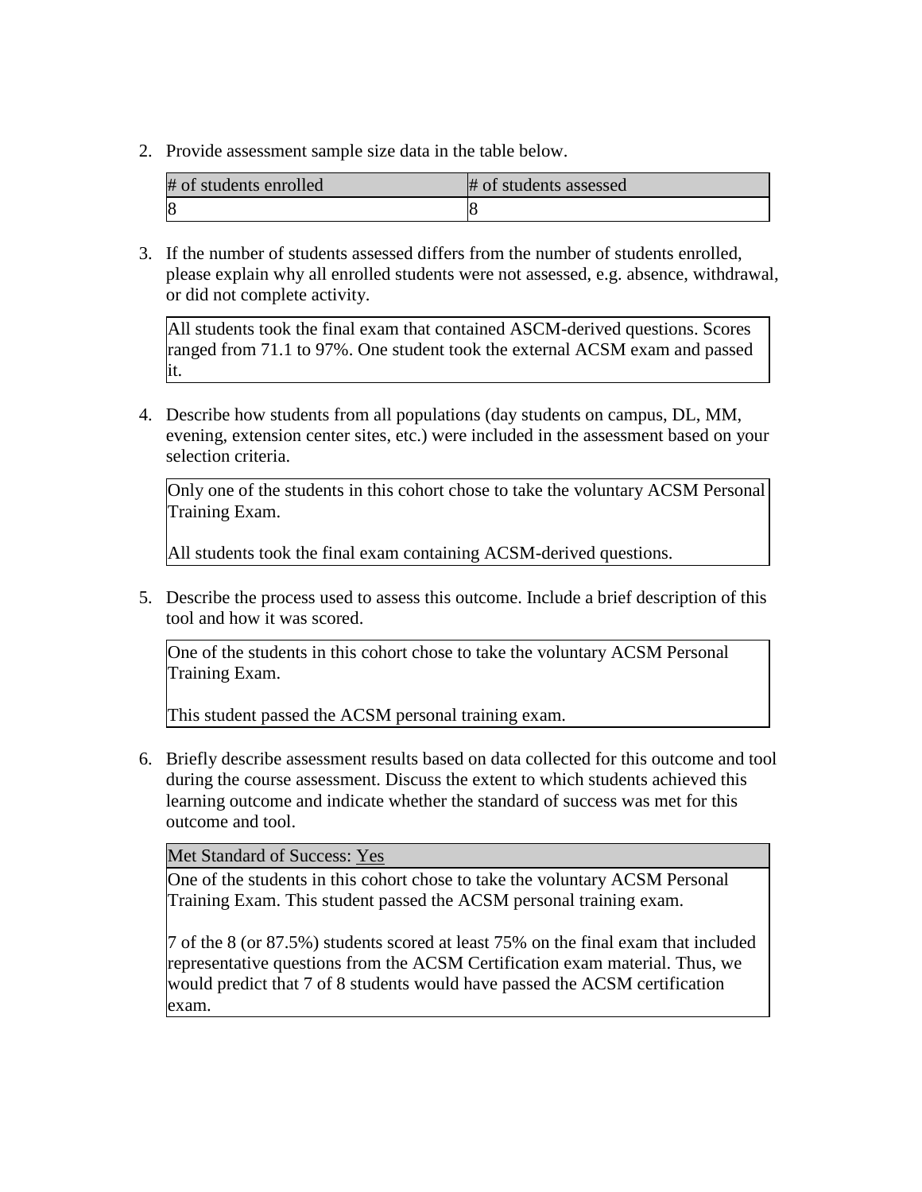2. Provide assessment sample size data in the table below.

| # of students enrolled | # of students assessed |
| --- | --- |
| 8 | 8 |

3. If the number of students assessed differs from the number of students enrolled, please explain why all enrolled students were not assessed, e.g. absence, withdrawal, or did not complete activity.

| All students took the final exam that contained ASCM-derived questions. Scores ranged from 71.1 to 97%. One student took the external ACSM exam and passed it. |
| --- |

4. Describe how students from all populations (day students on campus, DL, MM, evening, extension center sites, etc.) were included in the assessment based on your selection criteria.

| Only one of the students in this cohort chose to take the voluntary ACSM Personal Training Exam.<br><br>All students took the final exam containing ACSM-derived questions. |
| --- |

5. Describe the process used to assess this outcome. Include a brief description of this tool and how it was scored.

| One of the students in this cohort chose to take the voluntary ACSM Personal Training Exam.<br><br>This student passed the ACSM personal training exam. |
| --- |

6. Briefly describe assessment results based on data collected for this outcome and tool during the course assessment. Discuss the extent to which students achieved this learning outcome and indicate whether the standard of success was met for this outcome and tool.

| Met Standard of Success: Yes |
| --- |
| One of the students in this cohort chose to take the voluntary ACSM Personal Training Exam. This student passed the ACSM personal training exam.<br><br>7 of the 8 (or 87.5%) students scored at least 75% on the final exam that included representative questions from the ACSM Certification exam material. Thus, we would predict that 7 of 8 students would have passed the ACSM certification exam. |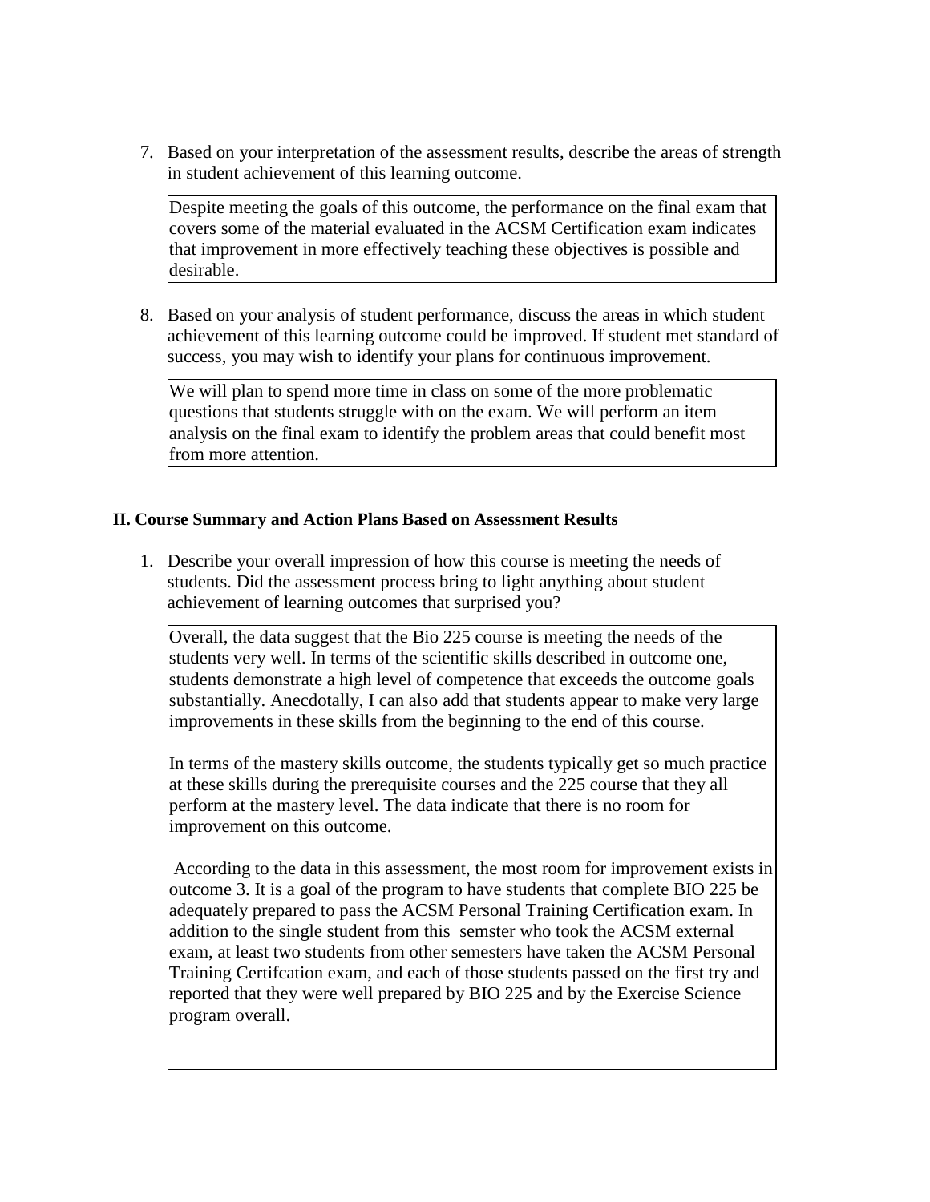7. Based on your interpretation of the assessment results, describe the areas of strength in student achievement of this learning outcome.

Despite meeting the goals of this outcome, the performance on the final exam that covers some of the material evaluated in the ACSM Certification exam indicates that improvement in more effectively teaching these objectives is possible and desirable.

8. Based on your analysis of student performance, discuss the areas in which student achievement of this learning outcome could be improved. If student met standard of success, you may wish to identify your plans for continuous improvement.

We will plan to spend more time in class on some of the more problematic questions that students struggle with on the exam. We will perform an item analysis on the final exam to identify the problem areas that could benefit most from more attention.

**II. Course Summary and Action Plans Based on Assessment Results**

1. Describe your overall impression of how this course is meeting the needs of students. Did the assessment process bring to light anything about student achievement of learning outcomes that surprised you?

Overall, the data suggest that the Bio 225 course is meeting the needs of the students very well. In terms of the scientific skills described in outcome one, students demonstrate a high level of competence that exceeds the outcome goals substantially. Anecdotally, I can also add that students appear to make very large improvements in these skills from the beginning to the end of this course.

In terms of the mastery skills outcome, the students typically get so much practice at these skills during the prerequisite courses and the 225 course that they all perform at the mastery level. The data indicate that there is no room for improvement on this outcome.

According to the data in this assessment, the most room for improvement exists in outcome 3. It is a goal of the program to have students that complete BIO 225 be adequately prepared to pass the ACSM Personal Training Certification exam. In addition to the single student from this semster who took the ACSM external exam, at least two students from other semesters have taken the ACSM Personal Training Certifcation exam, and each of those students passed on the first try and reported that they were well prepared by BIO 225 and by the Exercise Science program overall.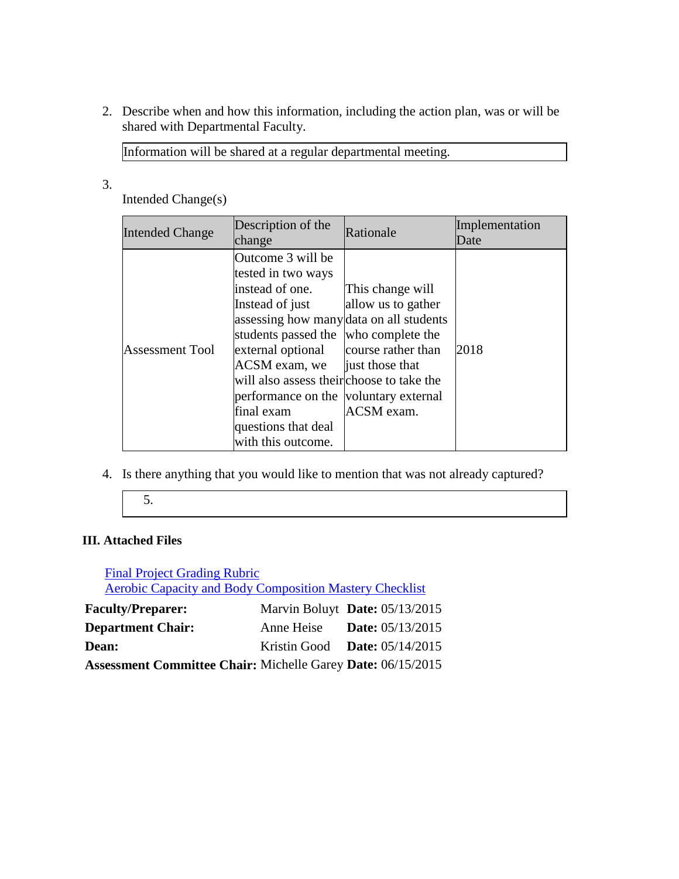2. Describe when and how this information, including the action plan, was or will be shared with Departmental Faculty.

| |
|---|
| Information will be shared at a regular departmental meeting. |

3. Intended Change(s)

| Intended Change | Description of the change | Rationale | Implementation Date |
|---|---|---|---|
| Assessment Tool | Outcome 3 will be tested in two ways instead of one. Instead of just assessing how many students passed the external optional ACSM exam, we will also assess their performance on the final exam questions that deal with this outcome. | This change will allow us to gather data on all students who complete the course rather than just those that choose to take the voluntary external ACSM exam. | 2018 |

4. Is there anything that you would like to mention that was not already captured?

| |
|---|
| 5. |

**III. Attached Files**

Final Project Grading Rubric
Aerobic Capacity and Body Composition Mastery Checklist

| | | |
|---|---|---|
| **Faculty/Preparer:** | Marvin Boluyt | **Date:** 05/13/2015 |
| **Department Chair:** | Anne Heise | **Date:** 05/13/2015 |
| **Dean:** | Kristin Good | **Date:** 05/14/2015 |
| **Assessment Committee Chair:** | Michelle Garey | **Date:** 06/15/2015 |